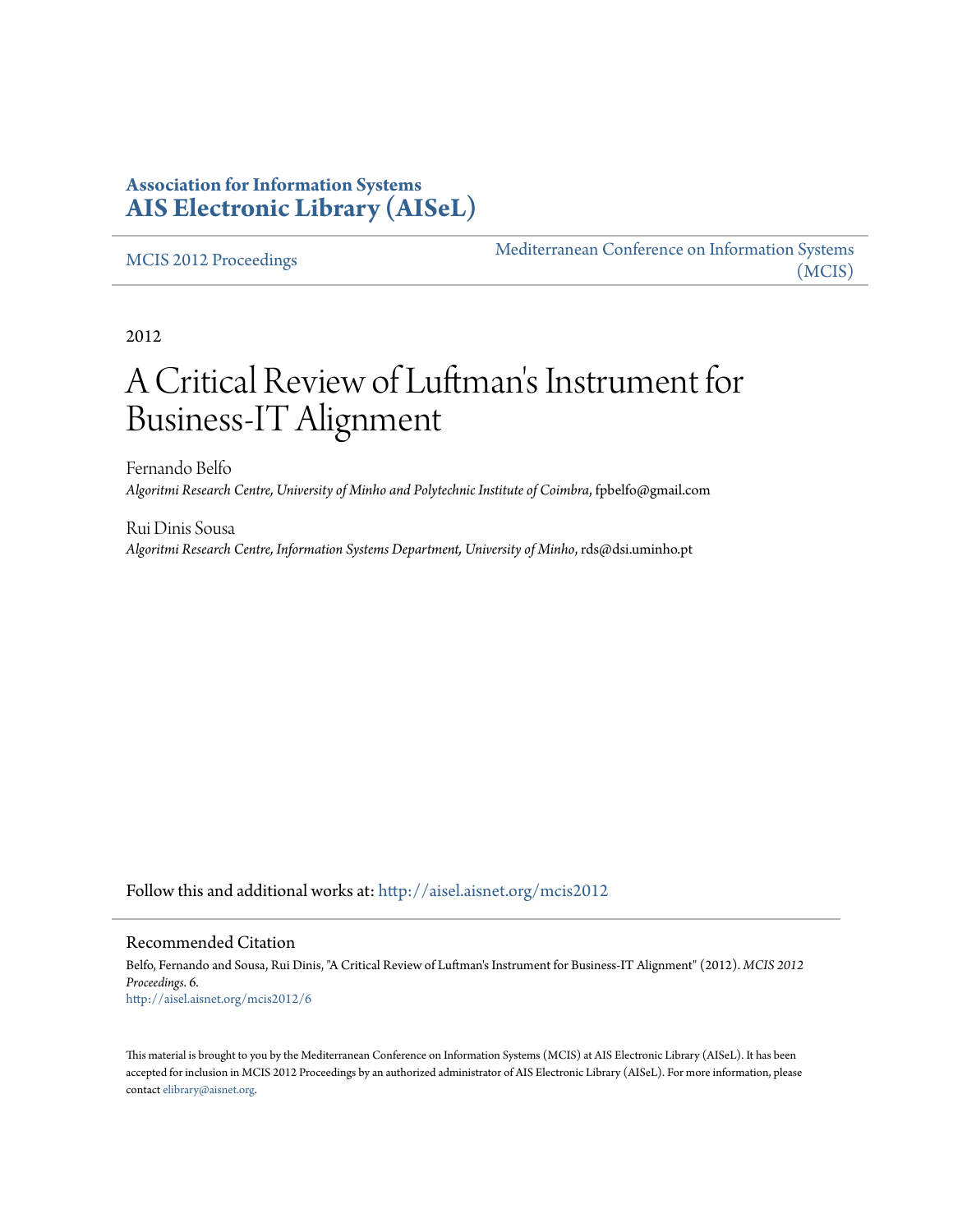**Association for Information Systems**
**AIS Electronic Library (AISeL)**

MCIS 2012 Proceedings | Mediterranean Conference on Information Systems (MCIS)

2012

# A Critical Review of Luftman's Instrument for Business-IT Alignment

Fernando Belfo
*Algoritmi Research Centre, University of Minho and Polytechnic Institute of Coimbra*, fpbelfo@gmail.com

Rui Dinis Sousa
*Algoritmi Research Centre, Information Systems Department, University of Minho*, rds@dsi.uminho.pt

Follow this and additional works at: http://aisel.aisnet.org/mcis2012

## Recommended Citation

Belfo, Fernando and Sousa, Rui Dinis, "A Critical Review of Luftman's Instrument for Business-IT Alignment" (2012). *MCIS 2012 Proceedings*. 6.
http://aisel.aisnet.org/mcis2012/6

This material is brought to you by the Mediterranean Conference on Information Systems (MCIS) at AIS Electronic Library (AISeL). It has been accepted for inclusion in MCIS 2012 Proceedings by an authorized administrator of AIS Electronic Library (AISeL). For more information, please contact elibrary@aisnet.org.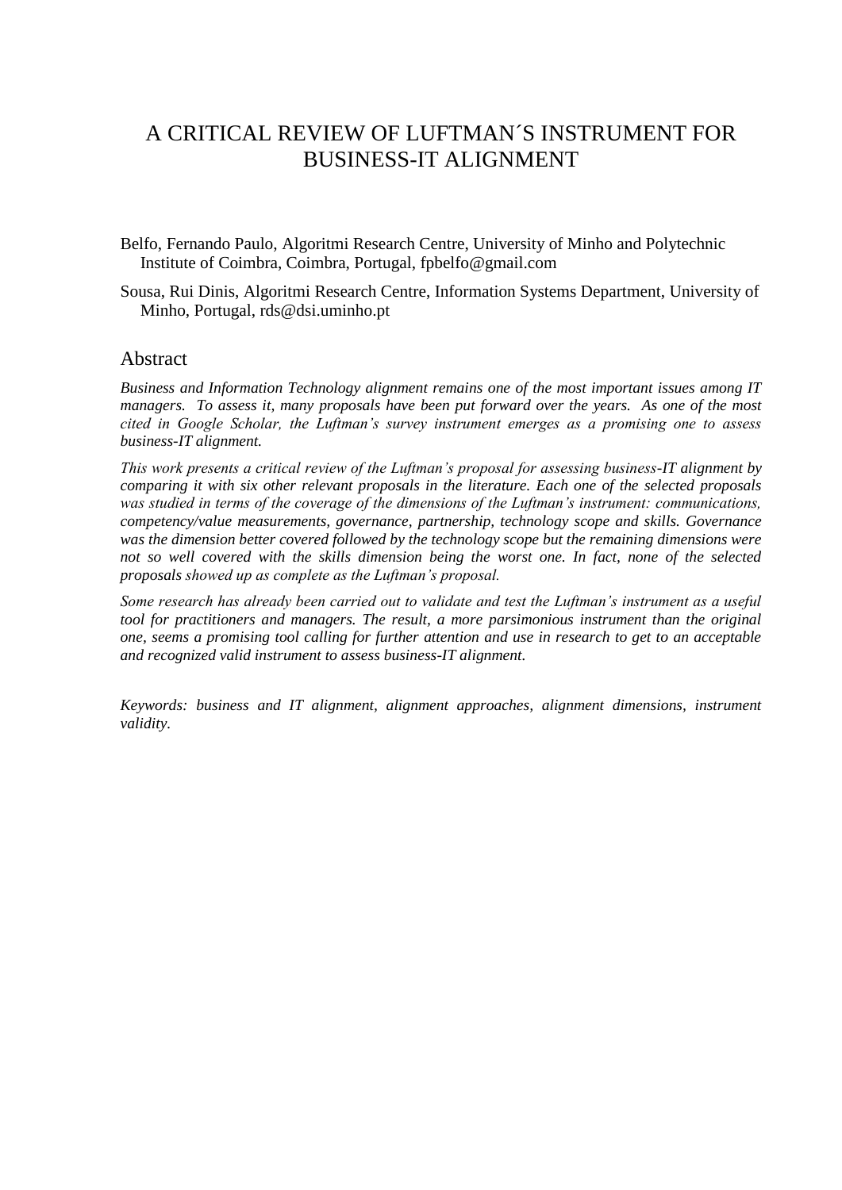# A CRITICAL REVIEW OF LUFTMAN´S INSTRUMENT FOR BUSINESS-IT ALIGNMENT

Belfo, Fernando Paulo, Algoritmi Research Centre, University of Minho and Polytechnic Institute of Coimbra, Coimbra, Portugal, fpbelfo@gmail.com

Sousa, Rui Dinis, Algoritmi Research Centre, Information Systems Department, University of Minho, Portugal, rds@dsi.uminho.pt

## Abstract

*Business and Information Technology alignment remains one of the most important issues among IT managers. To assess it, many proposals have been put forward over the years. As one of the most cited in Google Scholar, the Luftman's survey instrument emerges as a promising one to assess business-IT alignment.*

*This work presents a critical review of the Luftman's proposal for assessing business-IT alignment by comparing it with six other relevant proposals in the literature. Each one of the selected proposals was studied in terms of the coverage of the dimensions of the Luftman's instrument: communications, competency/value measurements, governance, partnership, technology scope and skills. Governance was the dimension better covered followed by the technology scope but the remaining dimensions were not so well covered with the skills dimension being the worst one. In fact, none of the selected proposals showed up as complete as the Luftman's proposal.*

*Some research has already been carried out to validate and test the Luftman's instrument as a useful tool for practitioners and managers. The result, a more parsimonious instrument than the original one, seems a promising tool calling for further attention and use in research to get to an acceptable and recognized valid instrument to assess business-IT alignment.*

*Keywords: business and IT alignment, alignment approaches, alignment dimensions, instrument validity.*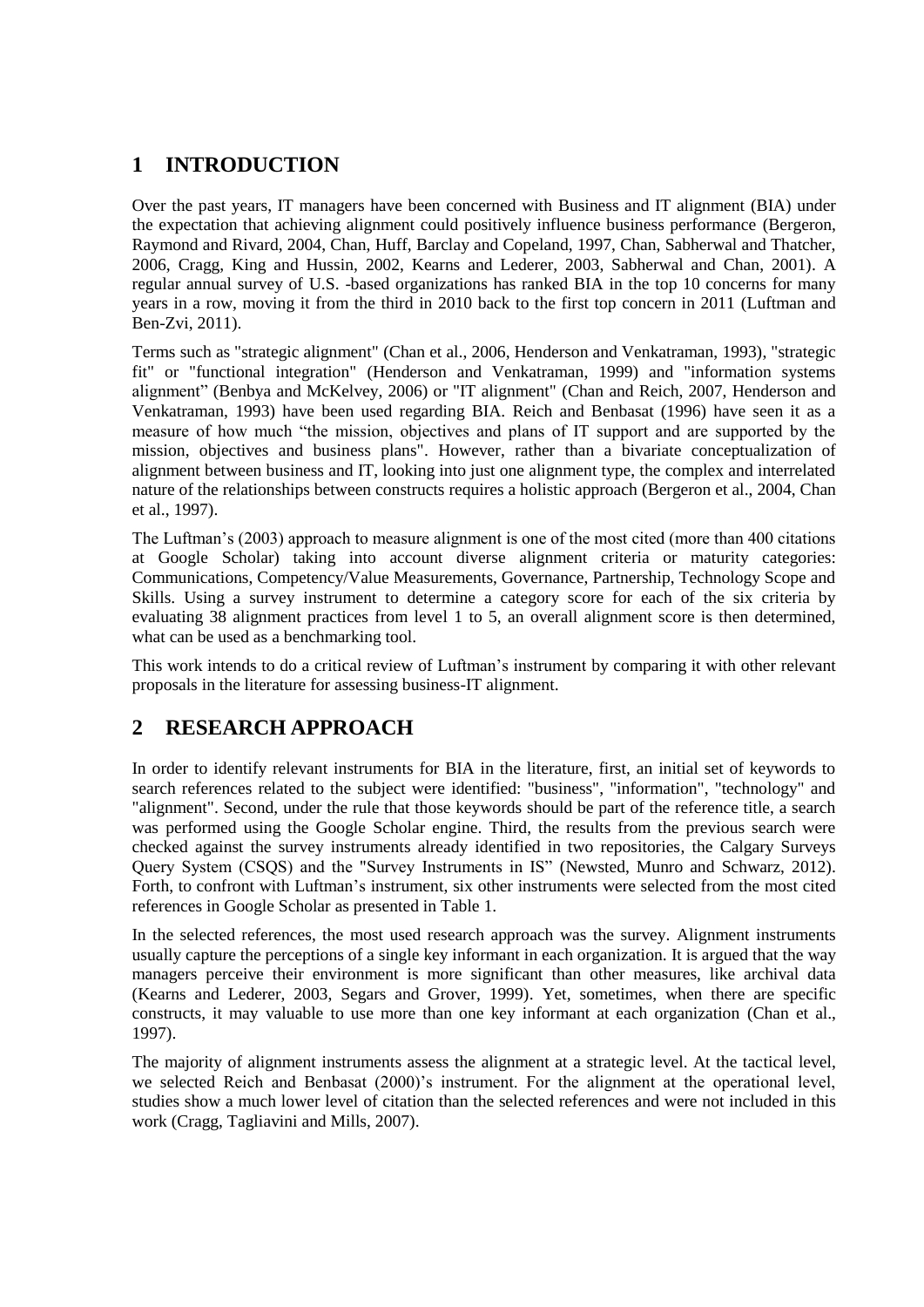## 1 INTRODUCTION

Over the past years, IT managers have been concerned with Business and IT alignment (BIA) under the expectation that achieving alignment could positively influence business performance (Bergeron, Raymond and Rivard, 2004, Chan, Huff, Barclay and Copeland, 1997, Chan, Sabherwal and Thatcher, 2006, Cragg, King and Hussin, 2002, Kearns and Lederer, 2003, Sabherwal and Chan, 2001). A regular annual survey of U.S. -based organizations has ranked BIA in the top 10 concerns for many years in a row, moving it from the third in 2010 back to the first top concern in 2011 (Luftman and Ben-Zvi, 2011).

Terms such as "strategic alignment" (Chan et al., 2006, Henderson and Venkatraman, 1993), "strategic fit" or "functional integration" (Henderson and Venkatraman, 1999) and "information systems alignment" (Benbya and McKelvey, 2006) or "IT alignment" (Chan and Reich, 2007, Henderson and Venkatraman, 1993) have been used regarding BIA. Reich and Benbasat (1996) have seen it as a measure of how much "the mission, objectives and plans of IT support and are supported by the mission, objectives and business plans". However, rather than a bivariate conceptualization of alignment between business and IT, looking into just one alignment type, the complex and interrelated nature of the relationships between constructs requires a holistic approach (Bergeron et al., 2004, Chan et al., 1997).

The Luftman's (2003) approach to measure alignment is one of the most cited (more than 400 citations at Google Scholar) taking into account diverse alignment criteria or maturity categories: Communications, Competency/Value Measurements, Governance, Partnership, Technology Scope and Skills. Using a survey instrument to determine a category score for each of the six criteria by evaluating 38 alignment practices from level 1 to 5, an overall alignment score is then determined, what can be used as a benchmarking tool.

This work intends to do a critical review of Luftman's instrument by comparing it with other relevant proposals in the literature for assessing business-IT alignment.

## 2 RESEARCH APPROACH

In order to identify relevant instruments for BIA in the literature, first, an initial set of keywords to search references related to the subject were identified: "business", "information", "technology" and "alignment". Second, under the rule that those keywords should be part of the reference title, a search was performed using the Google Scholar engine. Third, the results from the previous search were checked against the survey instruments already identified in two repositories, the Calgary Surveys Query System (CSQS) and the "Survey Instruments in IS" (Newsted, Munro and Schwarz, 2012). Forth, to confront with Luftman's instrument, six other instruments were selected from the most cited references in Google Scholar as presented in Table 1.

In the selected references, the most used research approach was the survey. Alignment instruments usually capture the perceptions of a single key informant in each organization. It is argued that the way managers perceive their environment is more significant than other measures, like archival data (Kearns and Lederer, 2003, Segars and Grover, 1999). Yet, sometimes, when there are specific constructs, it may valuable to use more than one key informant at each organization (Chan et al., 1997).

The majority of alignment instruments assess the alignment at a strategic level. At the tactical level, we selected Reich and Benbasat (2000)'s instrument. For the alignment at the operational level, studies show a much lower level of citation than the selected references and were not included in this work (Cragg, Tagliavini and Mills, 2007).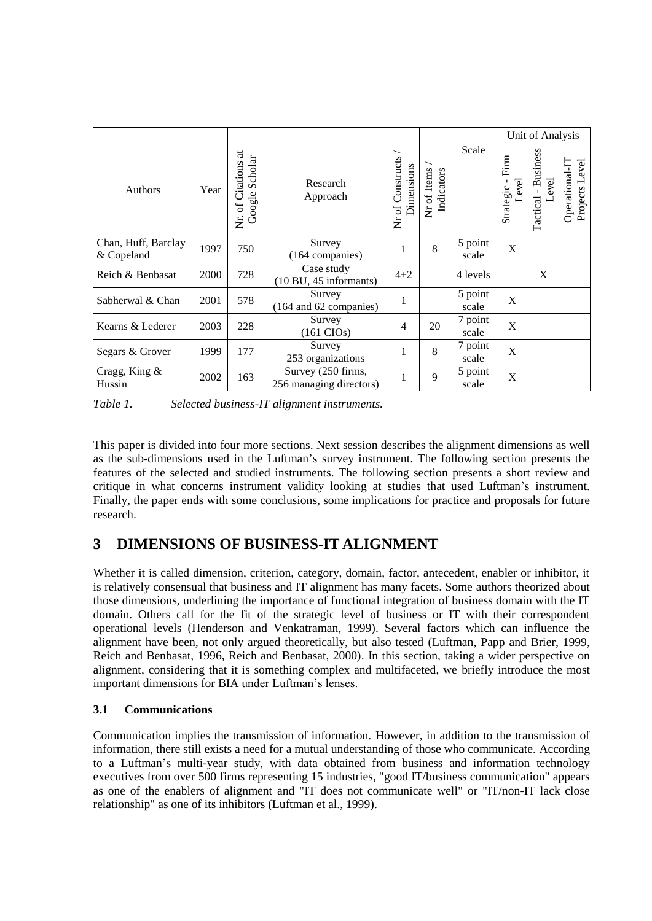| Authors | Year | Nr. of Citations at Google Scholar | Research Approach | Nr of Constructs / Dimensions | Nr of Items / Indicators | Scale | Unit of Analysis | | |
|---|---|---|---|---|---|---|---|---|---|
| | | | | | | | Strategic - Firm Level | Tactical - Business Level | Operational-IT Projects Level |
| Chan, Huff, Barclay & Copeland | 1997 | 750 | Survey (164 companies) | 1 | 8 | 5 point scale | X | | |
| Reich & Benbasat | 2000 | 728 | Case study (10 BU, 45 informants) | 4+2 | | 4 levels | | X | |
| Sabherwal & Chan | 2001 | 578 | Survey (164 and 62 companies) | 1 | | 5 point scale | X | | |
| Kearns & Lederer | 2003 | 228 | Survey (161 CIOs) | 4 | 20 | 7 point scale | X | | |
| Segars & Grover | 1999 | 177 | Survey 253 organizations | 1 | 8 | 7 point scale | X | | |
| Cragg, King & Hussin | 2002 | 163 | Survey (250 firms, 256 managing directors) | 1 | 9 | 5 point scale | X | | |

*Table 1. Selected business-IT alignment instruments.*

This paper is divided into four more sections. Next session describes the alignment dimensions as well as the sub-dimensions used in the Luftman's survey instrument. The following section presents the features of the selected and studied instruments. The following section presents a short review and critique in what concerns instrument validity looking at studies that used Luftman's instrument. Finally, the paper ends with some conclusions, some implications for practice and proposals for future research.

# 3 DIMENSIONS OF BUSINESS-IT ALIGNMENT

Whether it is called dimension, criterion, category, domain, factor, antecedent, enabler or inhibitor, it is relatively consensual that business and IT alignment has many facets. Some authors theorized about those dimensions, underlining the importance of functional integration of business domain with the IT domain. Others call for the fit of the strategic level of business or IT with their correspondent operational levels (Henderson and Venkatraman, 1999). Several factors which can influence the alignment have been, not only argued theoretically, but also tested (Luftman, Papp and Brier, 1999, Reich and Benbasat, 1996, Reich and Benbasat, 2000). In this section, taking a wider perspective on alignment, considering that it is something complex and multifaceted, we briefly introduce the most important dimensions for BIA under Luftman's lenses.

## 3.1 Communications

Communication implies the transmission of information. However, in addition to the transmission of information, there still exists a need for a mutual understanding of those who communicate. According to a Luftman's multi-year study, with data obtained from business and information technology executives from over 500 firms representing 15 industries, "good IT/business communication" appears as one of the enablers of alignment and "IT does not communicate well" or "IT/non-IT lack close relationship" as one of its inhibitors (Luftman et al., 1999).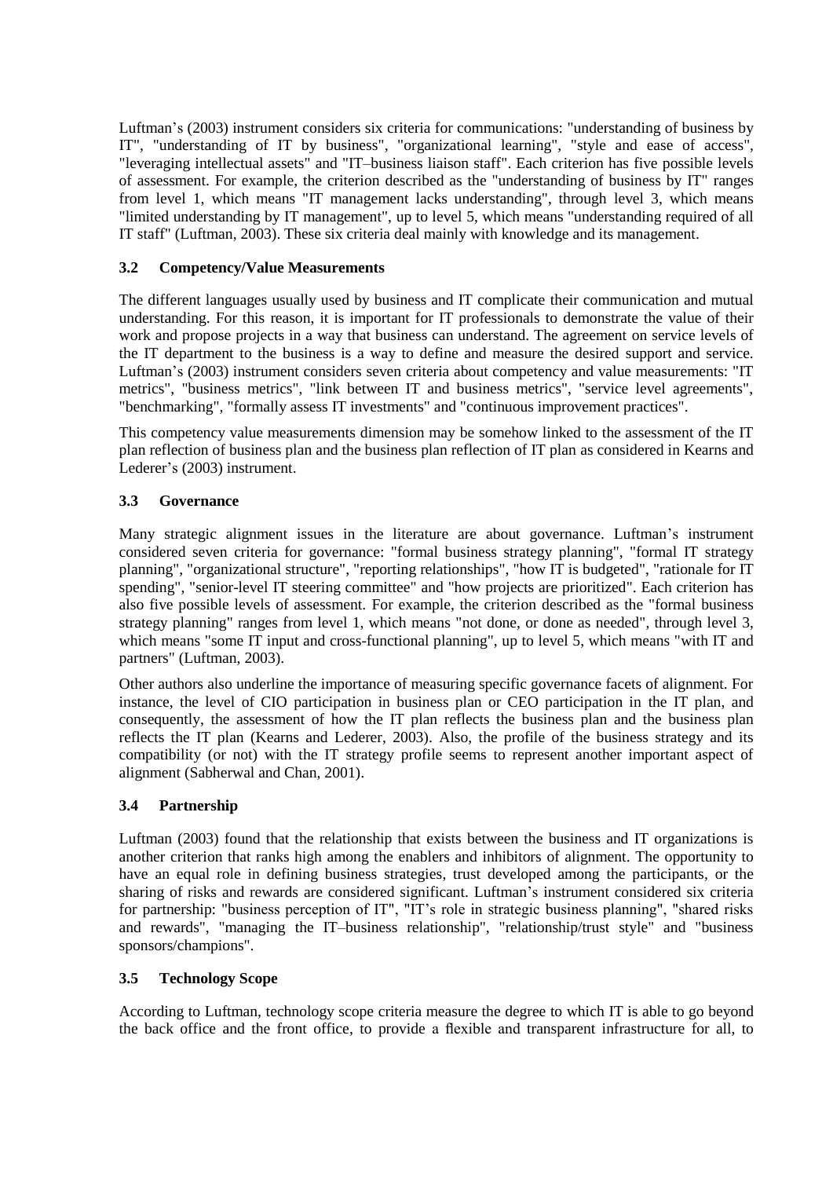Luftman's (2003) instrument considers six criteria for communications: "understanding of business by IT", "understanding of IT by business", "organizational learning", "style and ease of access", "leveraging intellectual assets" and "IT–business liaison staff". Each criterion has five possible levels of assessment. For example, the criterion described as the "understanding of business by IT" ranges from level 1, which means "IT management lacks understanding", through level 3, which means "limited understanding by IT management", up to level 5, which means "understanding required of all IT staff" (Luftman, 2003). These six criteria deal mainly with knowledge and its management.

### 3.2 Competency/Value Measurements

The different languages usually used by business and IT complicate their communication and mutual understanding. For this reason, it is important for IT professionals to demonstrate the value of their work and propose projects in a way that business can understand. The agreement on service levels of the IT department to the business is a way to define and measure the desired support and service. Luftman's (2003) instrument considers seven criteria about competency and value measurements: "IT metrics", "business metrics", "link between IT and business metrics", "service level agreements", "benchmarking", "formally assess IT investments" and "continuous improvement practices".

This competency value measurements dimension may be somehow linked to the assessment of the IT plan reflection of business plan and the business plan reflection of IT plan as considered in Kearns and Lederer's (2003) instrument.

### 3.3 Governance

Many strategic alignment issues in the literature are about governance. Luftman's instrument considered seven criteria for governance: "formal business strategy planning", "formal IT strategy planning", "organizational structure", "reporting relationships", "how IT is budgeted", "rationale for IT spending", "senior-level IT steering committee" and "how projects are prioritized". Each criterion has also five possible levels of assessment. For example, the criterion described as the "formal business strategy planning" ranges from level 1, which means "not done, or done as needed", through level 3, which means "some IT input and cross-functional planning", up to level 5, which means "with IT and partners" (Luftman, 2003).

Other authors also underline the importance of measuring specific governance facets of alignment. For instance, the level of CIO participation in business plan or CEO participation in the IT plan, and consequently, the assessment of how the IT plan reflects the business plan and the business plan reflects the IT plan (Kearns and Lederer, 2003). Also, the profile of the business strategy and its compatibility (or not) with the IT strategy profile seems to represent another important aspect of alignment (Sabherwal and Chan, 2001).

### 3.4 Partnership

Luftman (2003) found that the relationship that exists between the business and IT organizations is another criterion that ranks high among the enablers and inhibitors of alignment. The opportunity to have an equal role in defining business strategies, trust developed among the participants, or the sharing of risks and rewards are considered significant. Luftman's instrument considered six criteria for partnership: "business perception of IT", "IT's role in strategic business planning", "shared risks and rewards", "managing the IT–business relationship", "relationship/trust style" and "business sponsors/champions".

### 3.5 Technology Scope

According to Luftman, technology scope criteria measure the degree to which IT is able to go beyond the back office and the front office, to provide a flexible and transparent infrastructure for all, to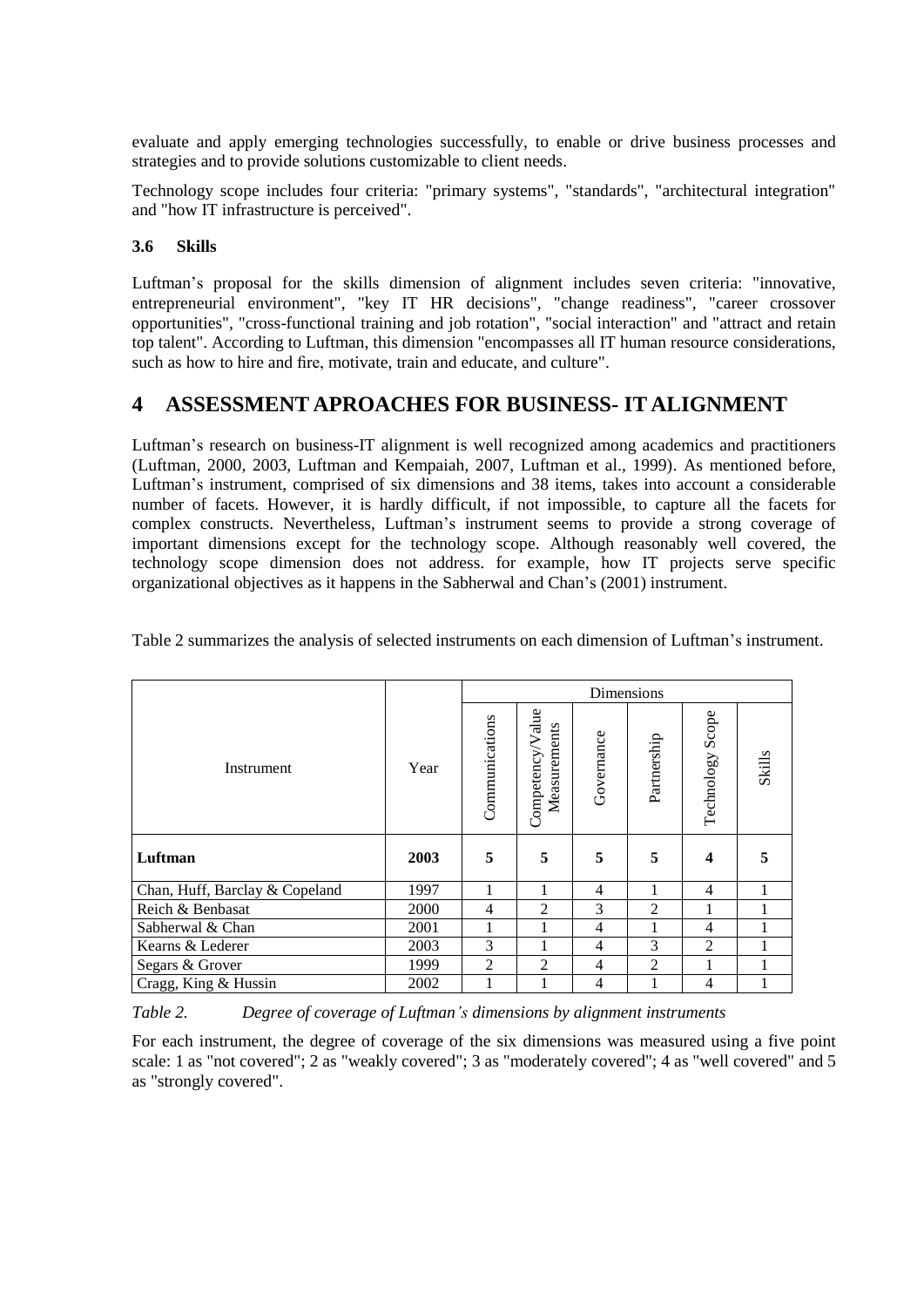evaluate and apply emerging technologies successfully, to enable or drive business processes and strategies and to provide solutions customizable to client needs.

Technology scope includes four criteria: "primary systems", "standards", "architectural integration" and "how IT infrastructure is perceived".

### 3.6 Skills

Luftman's proposal for the skills dimension of alignment includes seven criteria: "innovative, entrepreneurial environment", "key IT HR decisions", "change readiness", "career crossover opportunities", "cross-functional training and job rotation", "social interaction" and "attract and retain top talent". According to Luftman, this dimension "encompasses all IT human resource considerations, such as how to hire and fire, motivate, train and educate, and culture".

## 4 ASSESSMENT APROACHES FOR BUSINESS- IT ALIGNMENT

Luftman's research on business-IT alignment is well recognized among academics and practitioners (Luftman, 2000, 2003, Luftman and Kempaiah, 2007, Luftman et al., 1999). As mentioned before, Luftman's instrument, comprised of six dimensions and 38 items, takes into account a considerable number of facets. However, it is hardly difficult, if not impossible, to capture all the facets for complex constructs. Nevertheless, Luftman's instrument seems to provide a strong coverage of important dimensions except for the technology scope. Although reasonably well covered, the technology scope dimension does not address. for example, how IT projects serve specific organizational objectives as it happens in the Sabherwal and Chan's (2001) instrument.

Table 2 summarizes the analysis of selected instruments on each dimension of Luftman's instrument.

| Instrument | Year | Dimensions | | | | | |
|---|---|---|---|---|---|---|---|
| | | Communications | Competency/Value Measurements | Governance | Partnership | Technology Scope | Skills |
| **Luftman** | **2003** | **5** | **5** | **5** | **5** | **4** | **5** |
| Chan, Huff, Barclay & Copeland | 1997 | 1 | 1 | 4 | 1 | 4 | 1 |
| Reich & Benbasat | 2000 | 4 | 2 | 3 | 2 | 1 | 1 |
| Sabherwal & Chan | 2001 | 1 | 1 | 4 | 1 | 4 | 1 |
| Kearns & Lederer | 2003 | 3 | 1 | 4 | 3 | 2 | 1 |
| Segars & Grover | 1999 | 2 | 2 | 4 | 2 | 1 | 1 |
| Cragg, King & Hussin | 2002 | 1 | 1 | 4 | 1 | 4 | 1 |

*Table 2. Degree of coverage of Luftman's dimensions by alignment instruments*

For each instrument, the degree of coverage of the six dimensions was measured using a five point scale: 1 as "not covered"; 2 as "weakly covered"; 3 as "moderately covered"; 4 as "well covered" and 5 as "strongly covered".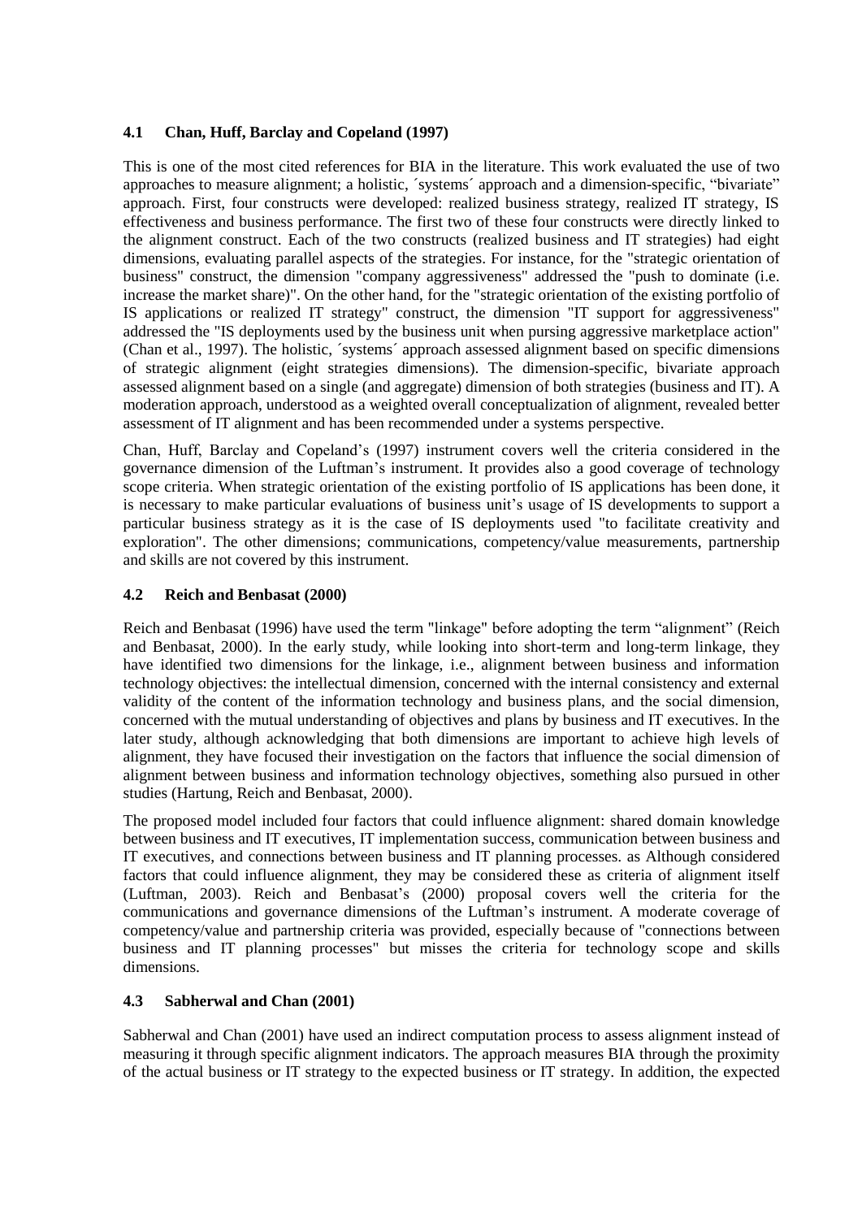### 4.1 Chan, Huff, Barclay and Copeland (1997)

This is one of the most cited references for BIA in the literature. This work evaluated the use of two approaches to measure alignment; a holistic, ´systems´ approach and a dimension-specific, "bivariate" approach. First, four constructs were developed: realized business strategy, realized IT strategy, IS effectiveness and business performance. The first two of these four constructs were directly linked to the alignment construct. Each of the two constructs (realized business and IT strategies) had eight dimensions, evaluating parallel aspects of the strategies. For instance, for the "strategic orientation of business" construct, the dimension "company aggressiveness" addressed the "push to dominate (i.e. increase the market share)". On the other hand, for the "strategic orientation of the existing portfolio of IS applications or realized IT strategy" construct, the dimension "IT support for aggressiveness" addressed the "IS deployments used by the business unit when pursing aggressive marketplace action" (Chan et al., 1997). The holistic, ´systems´ approach assessed alignment based on specific dimensions of strategic alignment (eight strategies dimensions). The dimension-specific, bivariate approach assessed alignment based on a single (and aggregate) dimension of both strategies (business and IT). A moderation approach, understood as a weighted overall conceptualization of alignment, revealed better assessment of IT alignment and has been recommended under a systems perspective.

Chan, Huff, Barclay and Copeland's (1997) instrument covers well the criteria considered in the governance dimension of the Luftman's instrument. It provides also a good coverage of technology scope criteria. When strategic orientation of the existing portfolio of IS applications has been done, it is necessary to make particular evaluations of business unit's usage of IS developments to support a particular business strategy as it is the case of IS deployments used "to facilitate creativity and exploration". The other dimensions; communications, competency/value measurements, partnership and skills are not covered by this instrument.

### 4.2 Reich and Benbasat (2000)

Reich and Benbasat (1996) have used the term "linkage" before adopting the term "alignment" (Reich and Benbasat, 2000). In the early study, while looking into short-term and long-term linkage, they have identified two dimensions for the linkage, i.e., alignment between business and information technology objectives: the intellectual dimension, concerned with the internal consistency and external validity of the content of the information technology and business plans, and the social dimension, concerned with the mutual understanding of objectives and plans by business and IT executives. In the later study, although acknowledging that both dimensions are important to achieve high levels of alignment, they have focused their investigation on the factors that influence the social dimension of alignment between business and information technology objectives, something also pursued in other studies (Hartung, Reich and Benbasat, 2000).

The proposed model included four factors that could influence alignment: shared domain knowledge between business and IT executives, IT implementation success, communication between business and IT executives, and connections between business and IT planning processes. as Although considered factors that could influence alignment, they may be considered these as criteria of alignment itself (Luftman, 2003). Reich and Benbasat's (2000) proposal covers well the criteria for the communications and governance dimensions of the Luftman's instrument. A moderate coverage of competency/value and partnership criteria was provided, especially because of "connections between business and IT planning processes" but misses the criteria for technology scope and skills dimensions.

### 4.3 Sabherwal and Chan (2001)

Sabherwal and Chan (2001) have used an indirect computation process to assess alignment instead of measuring it through specific alignment indicators. The approach measures BIA through the proximity of the actual business or IT strategy to the expected business or IT strategy. In addition, the expected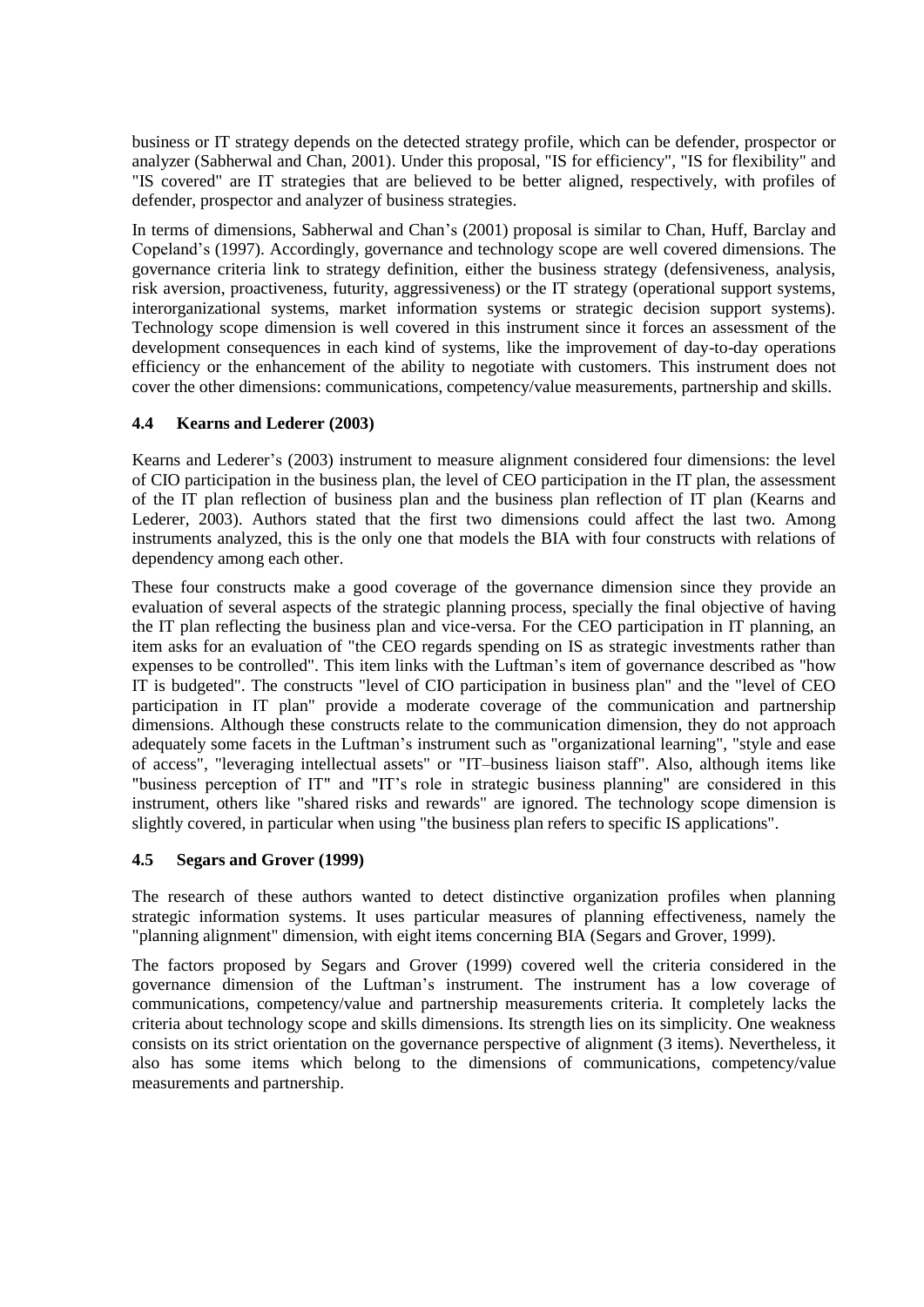business or IT strategy depends on the detected strategy profile, which can be defender, prospector or analyzer (Sabherwal and Chan, 2001). Under this proposal, "IS for efficiency", "IS for flexibility" and "IS covered" are IT strategies that are believed to be better aligned, respectively, with profiles of defender, prospector and analyzer of business strategies.

In terms of dimensions, Sabherwal and Chan's (2001) proposal is similar to Chan, Huff, Barclay and Copeland's (1997). Accordingly, governance and technology scope are well covered dimensions. The governance criteria link to strategy definition, either the business strategy (defensiveness, analysis, risk aversion, proactiveness, futurity, aggressiveness) or the IT strategy (operational support systems, interorganizational systems, market information systems or strategic decision support systems). Technology scope dimension is well covered in this instrument since it forces an assessment of the development consequences in each kind of systems, like the improvement of day-to-day operations efficiency or the enhancement of the ability to negotiate with customers. This instrument does not cover the other dimensions: communications, competency/value measurements, partnership and skills.

### 4.4 Kearns and Lederer (2003)

Kearns and Lederer's (2003) instrument to measure alignment considered four dimensions: the level of CIO participation in the business plan, the level of CEO participation in the IT plan, the assessment of the IT plan reflection of business plan and the business plan reflection of IT plan (Kearns and Lederer, 2003). Authors stated that the first two dimensions could affect the last two. Among instruments analyzed, this is the only one that models the BIA with four constructs with relations of dependency among each other.

These four constructs make a good coverage of the governance dimension since they provide an evaluation of several aspects of the strategic planning process, specially the final objective of having the IT plan reflecting the business plan and vice-versa. For the CEO participation in IT planning, an item asks for an evaluation of "the CEO regards spending on IS as strategic investments rather than expenses to be controlled". This item links with the Luftman's item of governance described as "how IT is budgeted". The constructs "level of CIO participation in business plan" and the "level of CEO participation in IT plan" provide a moderate coverage of the communication and partnership dimensions. Although these constructs relate to the communication dimension, they do not approach adequately some facets in the Luftman's instrument such as "organizational learning", "style and ease of access", "leveraging intellectual assets" or "IT–business liaison staff". Also, although items like "business perception of IT" and "IT's role in strategic business planning" are considered in this instrument, others like "shared risks and rewards" are ignored. The technology scope dimension is slightly covered, in particular when using "the business plan refers to specific IS applications".

### 4.5 Segars and Grover (1999)

The research of these authors wanted to detect distinctive organization profiles when planning strategic information systems. It uses particular measures of planning effectiveness, namely the "planning alignment" dimension, with eight items concerning BIA (Segars and Grover, 1999).

The factors proposed by Segars and Grover (1999) covered well the criteria considered in the governance dimension of the Luftman's instrument. The instrument has a low coverage of communications, competency/value and partnership measurements criteria. It completely lacks the criteria about technology scope and skills dimensions. Its strength lies on its simplicity. One weakness consists on its strict orientation on the governance perspective of alignment (3 items). Nevertheless, it also has some items which belong to the dimensions of communications, competency/value measurements and partnership.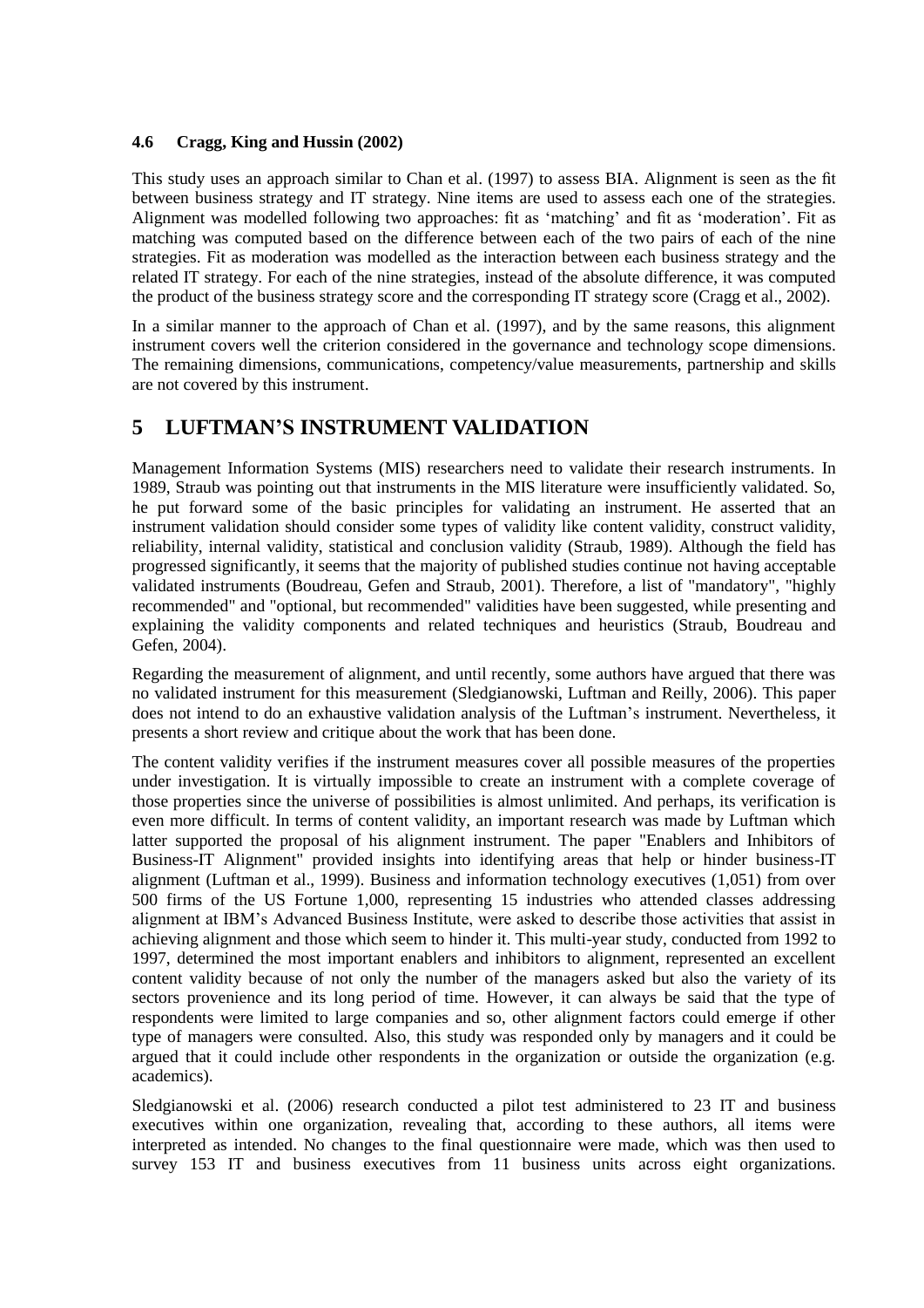### 4.6 Cragg, King and Hussin (2002)

This study uses an approach similar to Chan et al. (1997) to assess BIA. Alignment is seen as the fit between business strategy and IT strategy. Nine items are used to assess each one of the strategies. Alignment was modelled following two approaches: fit as 'matching' and fit as 'moderation'. Fit as matching was computed based on the difference between each of the two pairs of each of the nine strategies. Fit as moderation was modelled as the interaction between each business strategy and the related IT strategy. For each of the nine strategies, instead of the absolute difference, it was computed the product of the business strategy score and the corresponding IT strategy score (Cragg et al., 2002).

In a similar manner to the approach of Chan et al. (1997), and by the same reasons, this alignment instrument covers well the criterion considered in the governance and technology scope dimensions. The remaining dimensions, communications, competency/value measurements, partnership and skills are not covered by this instrument.

## 5 LUFTMAN'S INSTRUMENT VALIDATION

Management Information Systems (MIS) researchers need to validate their research instruments. In 1989, Straub was pointing out that instruments in the MIS literature were insufficiently validated. So, he put forward some of the basic principles for validating an instrument. He asserted that an instrument validation should consider some types of validity like content validity, construct validity, reliability, internal validity, statistical and conclusion validity (Straub, 1989). Although the field has progressed significantly, it seems that the majority of published studies continue not having acceptable validated instruments (Boudreau, Gefen and Straub, 2001). Therefore, a list of "mandatory", "highly recommended" and "optional, but recommended" validities have been suggested, while presenting and explaining the validity components and related techniques and heuristics (Straub, Boudreau and Gefen, 2004).

Regarding the measurement of alignment, and until recently, some authors have argued that there was no validated instrument for this measurement (Sledgianowski, Luftman and Reilly, 2006). This paper does not intend to do an exhaustive validation analysis of the Luftman's instrument. Nevertheless, it presents a short review and critique about the work that has been done.

The content validity verifies if the instrument measures cover all possible measures of the properties under investigation. It is virtually impossible to create an instrument with a complete coverage of those properties since the universe of possibilities is almost unlimited. And perhaps, its verification is even more difficult. In terms of content validity, an important research was made by Luftman which latter supported the proposal of his alignment instrument. The paper "Enablers and Inhibitors of Business-IT Alignment" provided insights into identifying areas that help or hinder business-IT alignment (Luftman et al., 1999). Business and information technology executives (1,051) from over 500 firms of the US Fortune 1,000, representing 15 industries who attended classes addressing alignment at IBM's Advanced Business Institute, were asked to describe those activities that assist in achieving alignment and those which seem to hinder it. This multi-year study, conducted from 1992 to 1997, determined the most important enablers and inhibitors to alignment, represented an excellent content validity because of not only the number of the managers asked but also the variety of its sectors provenience and its long period of time. However, it can always be said that the type of respondents were limited to large companies and so, other alignment factors could emerge if other type of managers were consulted. Also, this study was responded only by managers and it could be argued that it could include other respondents in the organization or outside the organization (e.g. academics).

Sledgianowski et al. (2006) research conducted a pilot test administered to 23 IT and business executives within one organization, revealing that, according to these authors, all items were interpreted as intended. No changes to the final questionnaire were made, which was then used to survey 153 IT and business executives from 11 business units across eight organizations.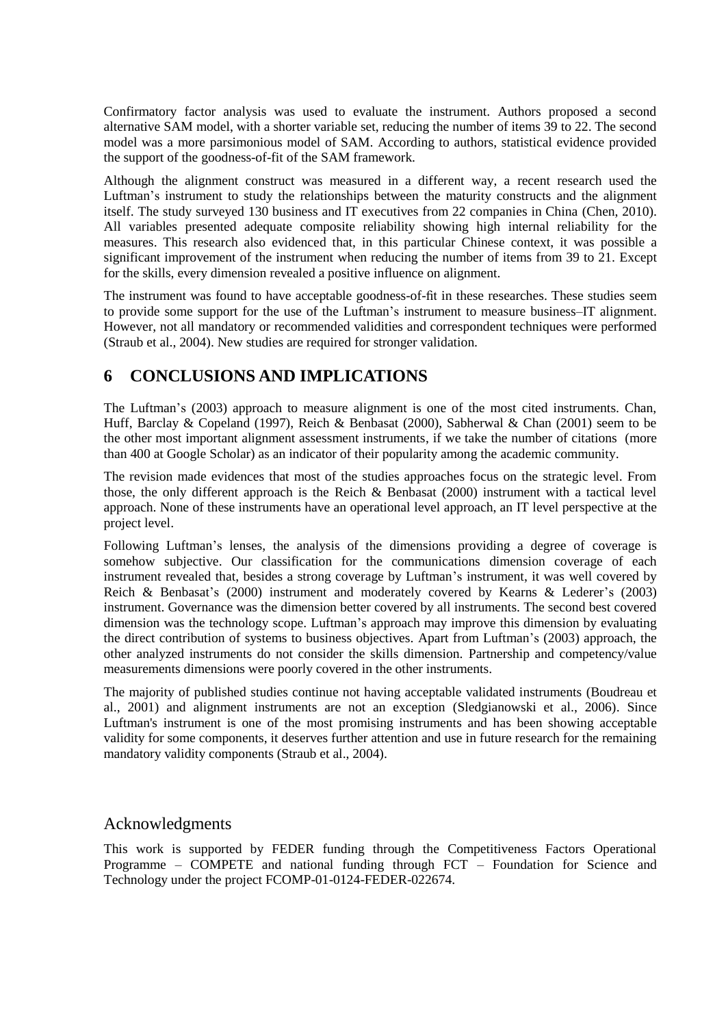Confirmatory factor analysis was used to evaluate the instrument. Authors proposed a second alternative SAM model, with a shorter variable set, reducing the number of items 39 to 22. The second model was a more parsimonious model of SAM. According to authors, statistical evidence provided the support of the goodness-of-fit of the SAM framework.

Although the alignment construct was measured in a different way, a recent research used the Luftman's instrument to study the relationships between the maturity constructs and the alignment itself. The study surveyed 130 business and IT executives from 22 companies in China (Chen, 2010). All variables presented adequate composite reliability showing high internal reliability for the measures. This research also evidenced that, in this particular Chinese context, it was possible a significant improvement of the instrument when reducing the number of items from 39 to 21. Except for the skills, every dimension revealed a positive influence on alignment.

The instrument was found to have acceptable goodness-of-fit in these researches. These studies seem to provide some support for the use of the Luftman's instrument to measure business–IT alignment. However, not all mandatory or recommended validities and correspondent techniques were performed (Straub et al., 2004). New studies are required for stronger validation.

# 6 CONCLUSIONS AND IMPLICATIONS

The Luftman's (2003) approach to measure alignment is one of the most cited instruments. Chan, Huff, Barclay & Copeland (1997), Reich & Benbasat (2000), Sabherwal & Chan (2001) seem to be the other most important alignment assessment instruments, if we take the number of citations (more than 400 at Google Scholar) as an indicator of their popularity among the academic community.

The revision made evidences that most of the studies approaches focus on the strategic level. From those, the only different approach is the Reich & Benbasat (2000) instrument with a tactical level approach. None of these instruments have an operational level approach, an IT level perspective at the project level.

Following Luftman's lenses, the analysis of the dimensions providing a degree of coverage is somehow subjective. Our classification for the communications dimension coverage of each instrument revealed that, besides a strong coverage by Luftman's instrument, it was well covered by Reich & Benbasat's (2000) instrument and moderately covered by Kearns & Lederer's (2003) instrument. Governance was the dimension better covered by all instruments. The second best covered dimension was the technology scope. Luftman's approach may improve this dimension by evaluating the direct contribution of systems to business objectives. Apart from Luftman's (2003) approach, the other analyzed instruments do not consider the skills dimension. Partnership and competency/value measurements dimensions were poorly covered in the other instruments.

The majority of published studies continue not having acceptable validated instruments (Boudreau et al., 2001) and alignment instruments are not an exception (Sledgianowski et al., 2006). Since Luftman's instrument is one of the most promising instruments and has been showing acceptable validity for some components, it deserves further attention and use in future research for the remaining mandatory validity components (Straub et al., 2004).

## Acknowledgments

This work is supported by FEDER funding through the Competitiveness Factors Operational Programme – COMPETE and national funding through FCT – Foundation for Science and Technology under the project FCOMP-01-0124-FEDER-022674.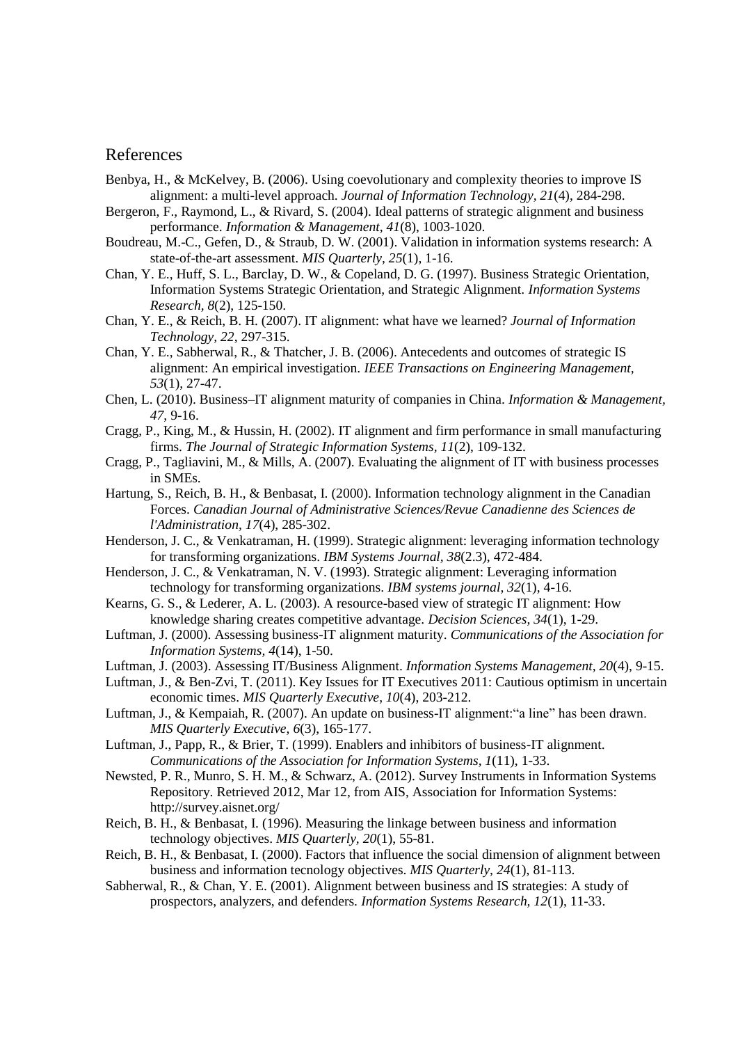## References

Benbya, H., & McKelvey, B. (2006). Using coevolutionary and complexity theories to improve IS alignment: a multi-level approach. *Journal of Information Technology, 21*(4), 284-298.

Bergeron, F., Raymond, L., & Rivard, S. (2004). Ideal patterns of strategic alignment and business performance. *Information & Management, 41*(8), 1003-1020.

Boudreau, M.-C., Gefen, D., & Straub, D. W. (2001). Validation in information systems research: A state-of-the-art assessment. *MIS Quarterly, 25*(1), 1-16.

Chan, Y. E., Huff, S. L., Barclay, D. W., & Copeland, D. G. (1997). Business Strategic Orientation, Information Systems Strategic Orientation, and Strategic Alignment. *Information Systems Research, 8*(2), 125-150.

Chan, Y. E., & Reich, B. H. (2007). IT alignment: what have we learned? *Journal of Information Technology, 22*, 297-315.

Chan, Y. E., Sabherwal, R., & Thatcher, J. B. (2006). Antecedents and outcomes of strategic IS alignment: An empirical investigation. *IEEE Transactions on Engineering Management, 53*(1), 27-47.

Chen, L. (2010). Business–IT alignment maturity of companies in China. *Information & Management, 47*, 9-16.

Cragg, P., King, M., & Hussin, H. (2002). IT alignment and firm performance in small manufacturing firms. *The Journal of Strategic Information Systems, 11*(2), 109-132.

Cragg, P., Tagliavini, M., & Mills, A. (2007). Evaluating the alignment of IT with business processes in SMEs.

Hartung, S., Reich, B. H., & Benbasat, I. (2000). Information technology alignment in the Canadian Forces. *Canadian Journal of Administrative Sciences/Revue Canadienne des Sciences de l'Administration, 17*(4), 285-302.

Henderson, J. C., & Venkatraman, H. (1999). Strategic alignment: leveraging information technology for transforming organizations. *IBM Systems Journal, 38*(2.3), 472-484.

Henderson, J. C., & Venkatraman, N. V. (1993). Strategic alignment: Leveraging information technology for transforming organizations. *IBM systems journal, 32*(1), 4-16.

Kearns, G. S., & Lederer, A. L. (2003). A resource-based view of strategic IT alignment: How knowledge sharing creates competitive advantage. *Decision Sciences, 34*(1), 1-29.

Luftman, J. (2000). Assessing business-IT alignment maturity. *Communications of the Association for Information Systems, 4*(14), 1-50.

Luftman, J. (2003). Assessing IT/Business Alignment. *Information Systems Management, 20*(4), 9-15.

Luftman, J., & Ben-Zvi, T. (2011). Key Issues for IT Executives 2011: Cautious optimism in uncertain economic times. *MIS Quarterly Executive, 10*(4), 203-212.

Luftman, J., & Kempaiah, R. (2007). An update on business-IT alignment:"a line" has been drawn. *MIS Quarterly Executive, 6*(3), 165-177.

Luftman, J., Papp, R., & Brier, T. (1999). Enablers and inhibitors of business-IT alignment. *Communications of the Association for Information Systems, 1*(11), 1-33.

Newsted, P. R., Munro, S. H. M., & Schwarz, A. (2012). Survey Instruments in Information Systems Repository. Retrieved 2012, Mar 12, from AIS, Association for Information Systems: http://survey.aisnet.org/

Reich, B. H., & Benbasat, I. (1996). Measuring the linkage between business and information technology objectives. *MIS Quarterly, 20*(1), 55-81.

Reich, B. H., & Benbasat, I. (2000). Factors that influence the social dimension of alignment between business and information tecnology objectives. *MIS Quarterly, 24*(1), 81-113.

Sabherwal, R., & Chan, Y. E. (2001). Alignment between business and IS strategies: A study of prospectors, analyzers, and defenders. *Information Systems Research, 12*(1), 11-33.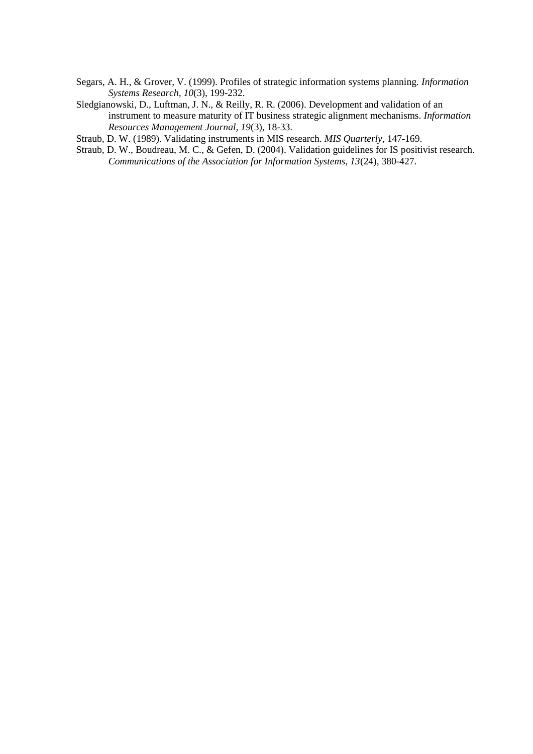Segars, A. H., & Grover, V. (1999). Profiles of strategic information systems planning. *Information Systems Research, 10*(3), 199-232.

Sledgianowski, D., Luftman, J. N., & Reilly, R. R. (2006). Development and validation of an instrument to measure maturity of IT business strategic alignment mechanisms. *Information Resources Management Journal, 19*(3), 18-33.

Straub, D. W. (1989). Validating instruments in MIS research. *MIS Quarterly*, 147-169.

Straub, D. W., Boudreau, M. C., & Gefen, D. (2004). Validation guidelines for IS positivist research. *Communications of the Association for Information Systems, 13*(24), 380-427.